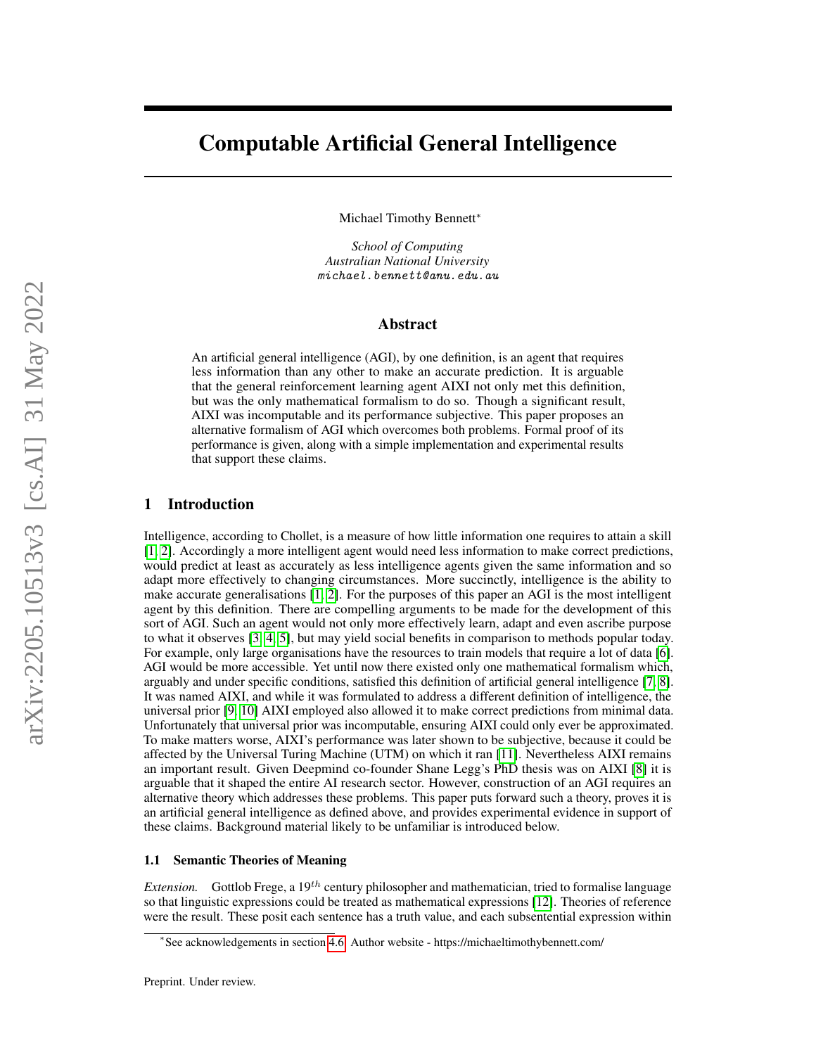# Computable Artificial General Intelligence

Michael Timothy Bennett*

*School of Computing*
*Australian National University*
michael.bennett@anu.edu.au

## Abstract

An artificial general intelligence (AGI), by one definition, is an agent that requires less information than any other to make an accurate prediction. It is arguable that the general reinforcement learning agent AIXI not only met this definition, but was the only mathematical formalism to do so. Though a significant result, AIXI was incomputable and its performance subjective. This paper proposes an alternative formalism of AGI which overcomes both problems. Formal proof of its performance is given, along with a simple implementation and experimental results that support these claims.

## 1 Introduction

Intelligence, according to Chollet, is a measure of how little information one requires to attain a skill [1, 2]. Accordingly a more intelligent agent would need less information to make correct predictions, would predict at least as accurately as less intelligence agents given the same information and so adapt more effectively to changing circumstances. More succinctly, intelligence is the ability to make accurate generalisations [1, 2]. For the purposes of this paper an AGI is the most intelligent agent by this definition. There are compelling arguments to be made for the development of this sort of AGI. Such an agent would not only more effectively learn, adapt and even ascribe purpose to what it observes [3, 4, 5], but may yield social benefits in comparison to methods popular today. For example, only large organisations have the resources to train models that require a lot of data [6]. AGI would be more accessible. Yet until now there existed only one mathematical formalism which, arguably and under specific conditions, satisfied this definition of artificial general intelligence [7, 8]. It was named AIXI, and while it was formulated to address a different definition of intelligence, the universal prior [9, 10] AIXI employed also allowed it to make correct predictions from minimal data. Unfortunately that universal prior was incomputable, ensuring AIXI could only ever be approximated. To make matters worse, AIXI's performance was later shown to be subjective, because it could be affected by the Universal Turing Machine (UTM) on which it ran [11]. Nevertheless AIXI remains an important result. Given Deepmind co-founder Shane Legg's PhD thesis was on AIXI [8] it is arguable that it shaped the entire AI research sector. However, construction of an AGI requires an alternative theory which addresses these problems. This paper puts forward such a theory, proves it is an artificial general intelligence as defined above, and provides experimental evidence in support of these claims. Background material likely to be unfamiliar is introduced below.

### 1.1 Semantic Theories of Meaning

*Extension.* Gottlob Frege, a $19^{th}$ century philosopher and mathematician, tried to formalise language so that linguistic expressions could be treated as mathematical expressions [12]. Theories of reference were the result. These posit each sentence has a truth value, and each subsentential expression within

*See acknowledgements in section 4.6. Author website - https://michaeltimothybennett.com/

Preprint. Under review.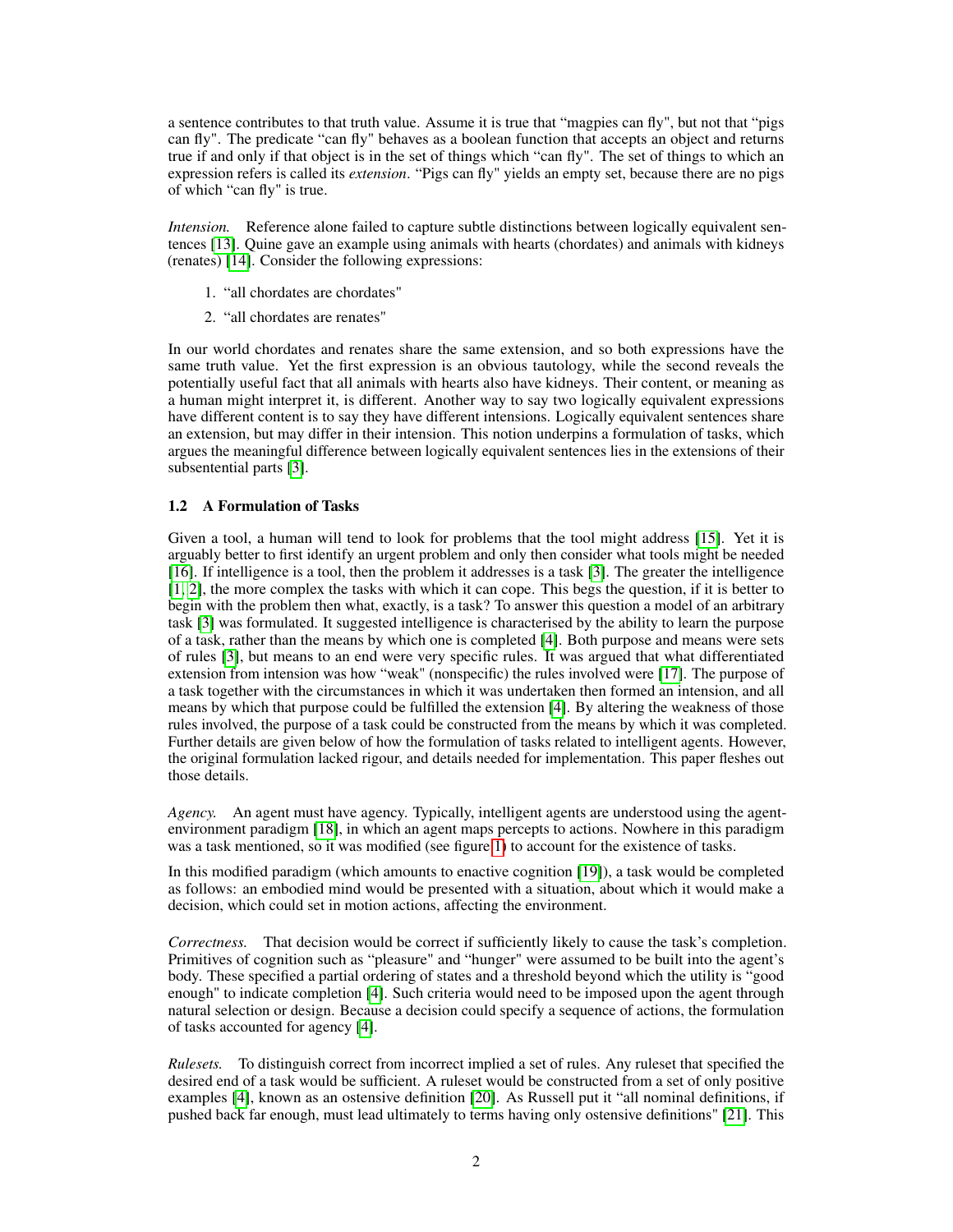a sentence contributes to that truth value. Assume it is true that "magpies can fly", but not that "pigs can fly". The predicate "can fly" behaves as a boolean function that accepts an object and returns true if and only if that object is in the set of things which "can fly". The set of things to which an expression refers is called its *extension*. "Pigs can fly" yields an empty set, because there are no pigs of which "can fly" is true.

*Intension.* Reference alone failed to capture subtle distinctions between logically equivalent sentences [13]. Quine gave an example using animals with hearts (chordates) and animals with kidneys (renates) [14]. Consider the following expressions:

1. "all chordates are chordates"
2. "all chordates are renates"

In our world chordates and renates share the same extension, and so both expressions have the same truth value. Yet the first expression is an obvious tautology, while the second reveals the potentially useful fact that all animals with hearts also have kidneys. Their content, or meaning as a human might interpret it, is different. Another way to say two logically equivalent expressions have different content is to say they have different intensions. Logically equivalent sentences share an extension, but may differ in their intension. This notion underpins a formulation of tasks, which argues the meaningful difference between logically equivalent sentences lies in the extensions of their subsentential parts [3].

### 1.2 A Formulation of Tasks

Given a tool, a human will tend to look for problems that the tool might address [15]. Yet it is arguably better to first identify an urgent problem and only then consider what tools might be needed [16]. If intelligence is a tool, then the problem it addresses is a task [3]. The greater the intelligence [1, 2], the more complex the tasks with which it can cope. This begs the question, if it is better to begin with the problem then what, exactly, is a task? To answer this question a model of an arbitrary task [3] was formulated. It suggested intelligence is characterised by the ability to learn the purpose of a task, rather than the means by which one is completed [4]. Both purpose and means were sets of rules [3], but means to an end were very specific rules. It was argued that what differentiated extension from intension was how "weak" (nonspecific) the rules involved were [17]. The purpose of a task together with the circumstances in which it was undertaken then formed an intension, and all means by which that purpose could be fulfilled the extension [4]. By altering the weakness of those rules involved, the purpose of a task could be constructed from the means by which it was completed. Further details are given below of how the formulation of tasks related to intelligent agents. However, the original formulation lacked rigour, and details needed for implementation. This paper fleshes out those details.

*Agency.* An agent must have agency. Typically, intelligent agents are understood using the agent-environment paradigm [18], in which an agent maps percepts to actions. Nowhere in this paradigm was a task mentioned, so it was modified (see figure 1) to account for the existence of tasks.

In this modified paradigm (which amounts to enactive cognition [19]), a task would be completed as follows: an embodied mind would be presented with a situation, about which it would make a decision, which could set in motion actions, affecting the environment.

*Correctness.* That decision would be correct if sufficiently likely to cause the task's completion. Primitives of cognition such as "pleasure" and "hunger" were assumed to be built into the agent's body. These specified a partial ordering of states and a threshold beyond which the utility is "good enough" to indicate completion [4]. Such criteria would need to be imposed upon the agent through natural selection or design. Because a decision could specify a sequence of actions, the formulation of tasks accounted for agency [4].

*Rulesets.* To distinguish correct from incorrect implied a set of rules. Any ruleset that specified the desired end of a task would be sufficient. A ruleset would be constructed from a set of only positive examples [4], known as an ostensive definition [20]. As Russell put it "all nominal definitions, if pushed back far enough, must lead ultimately to terms having only ostensive definitions" [21]. This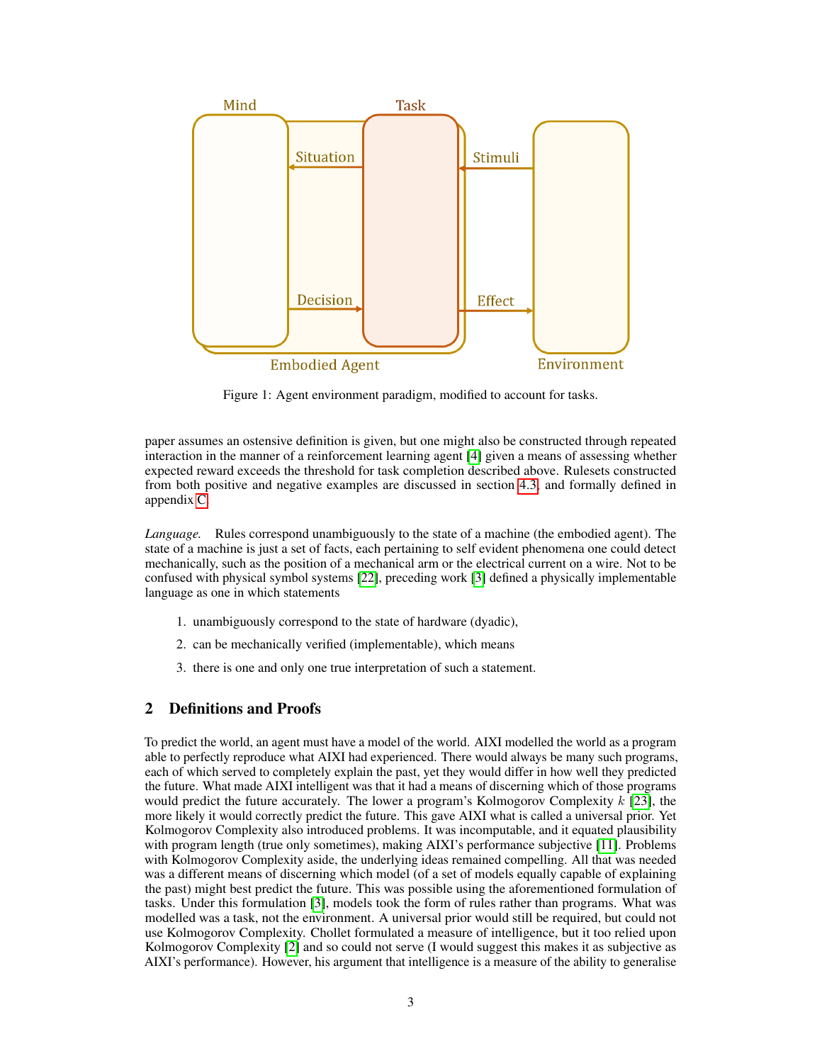Figure 1: Agent environment paradigm, modified to account for tasks.

paper assumes an ostensive definition is given, but one might also be constructed through repeated interaction in the manner of a reinforcement learning agent [4] given a means of assessing whether expected reward exceeds the threshold for task completion described above. Rulesets constructed from both positive and negative examples are discussed in section 4.3, and formally defined in appendix C.

*Language.* Rules correspond unambiguously to the state of a machine (the embodied agent). The state of a machine is just a set of facts, each pertaining to self evident phenomena one could detect mechanically, such as the position of a mechanical arm or the electrical current on a wire. Not to be confused with physical symbol systems [22], preceding work [3] defined a physically implementable language as one in which statements

1. unambiguously correspond to the state of hardware (dyadic),
2. can be mechanically verified (implementable), which means
3. there is one and only one true interpretation of such a statement.

## 2 Definitions and Proofs

To predict the world, an agent must have a model of the world. AIXI modelled the world as a program able to perfectly reproduce what AIXI had experienced. There would always be many such programs, each of which served to completely explain the past, yet they would differ in how well they predicted the future. What made AIXI intelligent was that it had a means of discerning which of those programs would predict the future accurately. The lower a program's Kolmogorov Complexity $k$ [23], the more likely it would correctly predict the future. This gave AIXI what is called a universal prior. Yet Kolmogorov Complexity also introduced problems. It was incomputable, and it equated plausibility with program length (true only sometimes), making AIXI's performance subjective [11]. Problems with Kolmogorov Complexity aside, the underlying ideas remained compelling. All that was needed was a different means of discerning which model (of a set of models equally capable of explaining the past) might best predict the future. This was possible using the aforementioned formulation of tasks. Under this formulation [3], models took the form of rules rather than programs. What was modelled was a task, not the environment. A universal prior would still be required, but could not use Kolmogorov Complexity. Chollet formulated a measure of intelligence, but it too relied upon Kolmogorov Complexity [2] and so could not serve (I would suggest this makes it as subjective as AIXI's performance). However, his argument that intelligence is a measure of the ability to generalise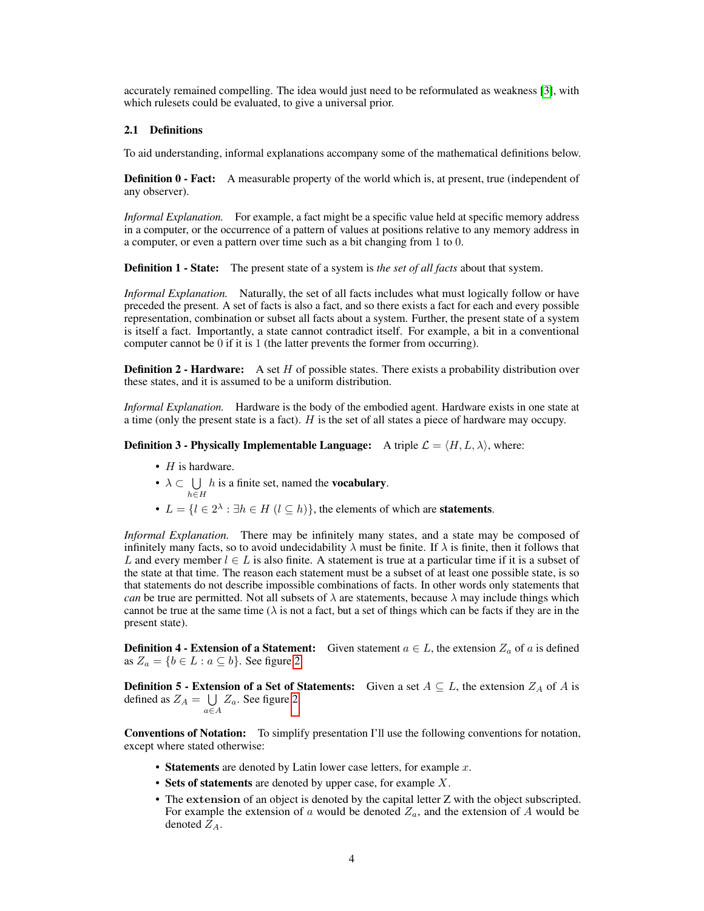accurately remained compelling. The idea would just need to be reformulated as weakness [3], with which rulesets could be evaluated, to give a universal prior.

### 2.1 Definitions

To aid understanding, informal explanations accompany some of the mathematical definitions below.

**Definition 0 - Fact:** A measurable property of the world which is, at present, true (independent of any observer).

*Informal Explanation.* For example, a fact might be a specific value held at specific memory address in a computer, or the occurrence of a pattern of values at positions relative to any memory address in a computer, or even a pattern over time such as a bit changing from 1 to 0.

**Definition 1 - State:** The present state of a system is *the set of all facts* about that system.

*Informal Explanation.* Naturally, the set of all facts includes what must logically follow or have preceded the present. A set of facts is also a fact, and so there exists a fact for each and every possible representation, combination or subset all facts about a system. Further, the present state of a system is itself a fact. Importantly, a state cannot contradict itself. For example, a bit in a conventional computer cannot be 0 if it is 1 (the latter prevents the former from occurring).

**Definition 2 - Hardware:** A set $H$ of possible states. There exists a probability distribution over these states, and it is assumed to be a uniform distribution.

*Informal Explanation.* Hardware is the body of the embodied agent. Hardware exists in one state at a time (only the present state is a fact). $H$ is the set of all states a piece of hardware may occupy.

**Definition 3 - Physically Implementable Language:** A triple $\mathcal{L} = \langle H, L, \lambda \rangle$, where:

- $H$ is hardware.
- $\lambda \subset \bigcup_{h \in H} h$ is a finite set, named the **vocabulary**.
- $L = \{l \in 2^\lambda : \exists h \in H \ (l \subseteq h)\}$, the elements of which are **statements**.

*Informal Explanation.* There may be infinitely many states, and a state may be composed of infinitely many facts, so to avoid undecidability $\lambda$ must be finite. If $\lambda$ is finite, then it follows that $L$ and every member $l \in L$ is also finite. A statement is true at a particular time if it is a subset of the state at that time. The reason each statement must be a subset of at least one possible state, is so that statements do not describe impossible combinations of facts. In other words only statements that *can* be true are permitted. Not all subsets of $\lambda$ are statements, because $\lambda$ may include things which cannot be true at the same time ($\lambda$ is not a fact, but a set of things which can be facts if they are in the present state).

**Definition 4 - Extension of a Statement:** Given statement $a \in L$, the extension $Z_a$ of $a$ is defined as $Z_a = \{b \in L : a \subseteq b\}$. See figure 2.

**Definition 5 - Extension of a Set of Statements:** Given a set $A \subseteq L$, the extension $Z_A$ of $A$ is defined as $Z_A = \bigcup_{a \in A} Z_a$. See figure 2.

**Conventions of Notation:** To simplify presentation I'll use the following conventions for notation, except where stated otherwise:

- **Statements** are denoted by Latin lower case letters, for example $x$.
- **Sets of statements** are denoted by upper case, for example $X$.
- The extension of an object is denoted by the capital letter Z with the object subscripted. For example the extension of $a$ would be denoted $Z_a$, and the extension of $A$ would be denoted $Z_A$.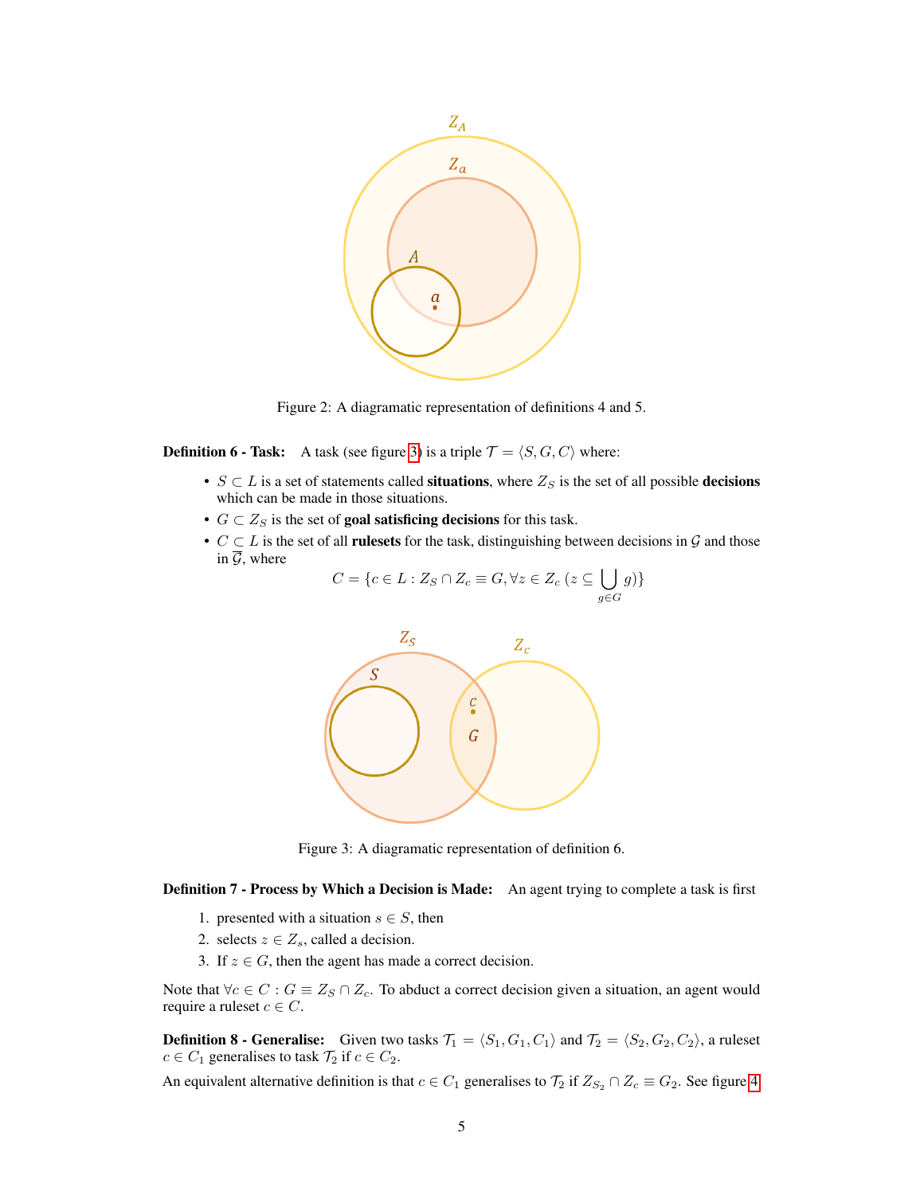Figure 2: A diagramatic representation of definitions 4 and 5.

**Definition 6 - Task:** A task (see figure 3) is a triple $\mathcal{T} = \langle S, G, C \rangle$ where:

- $S \subset L$ is a set of statements called **situations**, where $Z_S$ is the set of all possible **decisions** which can be made in those situations.
- $G \subset Z_S$ is the set of **goal satisficing decisions** for this task.
- $C \subset L$ is the set of all **rulesets** for the task, distinguishing between decisions in $\mathcal{G}$ and those in $\overline{\mathcal{G}}$, where

$$C = \{c \in L : Z_S \cap Z_c \equiv G, \forall z \in Z_c \; (z \subseteq \bigcup_{g \in G} g)\}$$

Figure 3: A diagramatic representation of definition 6.

**Definition 7 - Process by Which a Decision is Made:** An agent trying to complete a task is first

1. presented with a situation $s \in S$, then
2. selects $z \in Z_s$, called a decision.
3. If $z \in G$, then the agent has made a correct decision.

Note that $\forall c \in C : G \equiv Z_S \cap Z_c$. To abduct a correct decision given a situation, an agent would require a ruleset $c \in C$.

**Definition 8 - Generalise:** Given two tasks $\mathcal{T}_1 = \langle S_1, G_1, C_1 \rangle$ and $\mathcal{T}_2 = \langle S_2, G_2, C_2 \rangle$, a ruleset $c \in C_1$ generalises to task $\mathcal{T}_2$ if $c \in C_2$.

An equivalent alternative definition is that $c \in C_1$ generalises to $\mathcal{T}_2$ if $Z_{S_2} \cap Z_c \equiv G_2$. See figure 4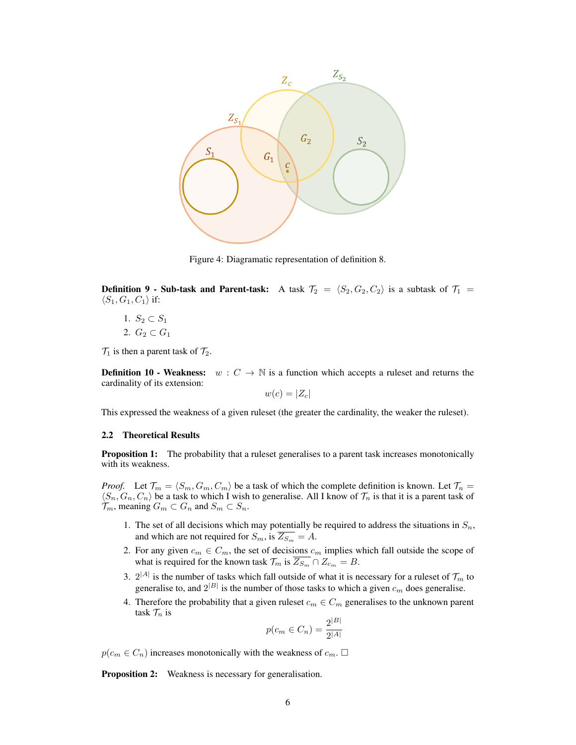Figure 4: Diagramatic representation of definition 8.

**Definition 9 - Sub-task and Parent-task:** A task $\mathcal{T}_2 = \langle S_2, G_2, C_2 \rangle$ is a subtask of $\mathcal{T}_1 = \langle S_1, G_1, C_1 \rangle$ if:

1. $S_2 \subset S_1$
2. $G_2 \subset G_1$

$\mathcal{T}_1$ is then a parent task of $\mathcal{T}_2$.

**Definition 10 - Weakness:** $w : C \rightarrow \mathbb{N}$ is a function which accepts a ruleset and returns the cardinality of its extension:

$$w(c) = |Z_c|$$

This expressed the weakness of a given ruleset (the greater the cardinality, the weaker the ruleset).

### 2.2 Theoretical Results

**Proposition 1:** The probability that a ruleset generalises to a parent task increases monotonically with its weakness.

*Proof.* Let $\mathcal{T}_m = \langle S_m, G_m, C_m \rangle$ be a task of which the complete definition is known. Let $\mathcal{T}_n = \langle S_n, G_n, C_n \rangle$ be a task to which I wish to generalise. All I know of $\mathcal{T}_n$ is that it is a parent task of $\mathcal{T}_m$, meaning $G_m \subset G_n$ and $S_m \subset S_n$.

1. The set of all decisions which may potentially be required to address the situations in $S_n$, and which are not required for $S_m$, is $\overline{Z_{S_m}} = A$.
2. For any given $c_m \in C_m$, the set of decisions $c_m$ implies which fall outside the scope of what is required for the known task $\mathcal{T}_m$ is $\overline{Z_{S_m}} \cap Z_{c_m} = B$.
3. $2^{|A|}$ is the number of tasks which fall outside of what it is necessary for a ruleset of $\mathcal{T}_m$ to generalise to, and $2^{|B|}$ is the number of those tasks to which a given $c_m$ does generalise.
4. Therefore the probability that a given ruleset $c_m \in C_m$ generalises to the unknown parent task $\mathcal{T}_n$ is

$$p(c_m \in C_n) = \frac{2^{|B|}}{2^{|A|}}$$

$p(c_m \in C_n)$ increases monotonically with the weakness of $c_m$. $\square$

**Proposition 2:** Weakness is necessary for generalisation.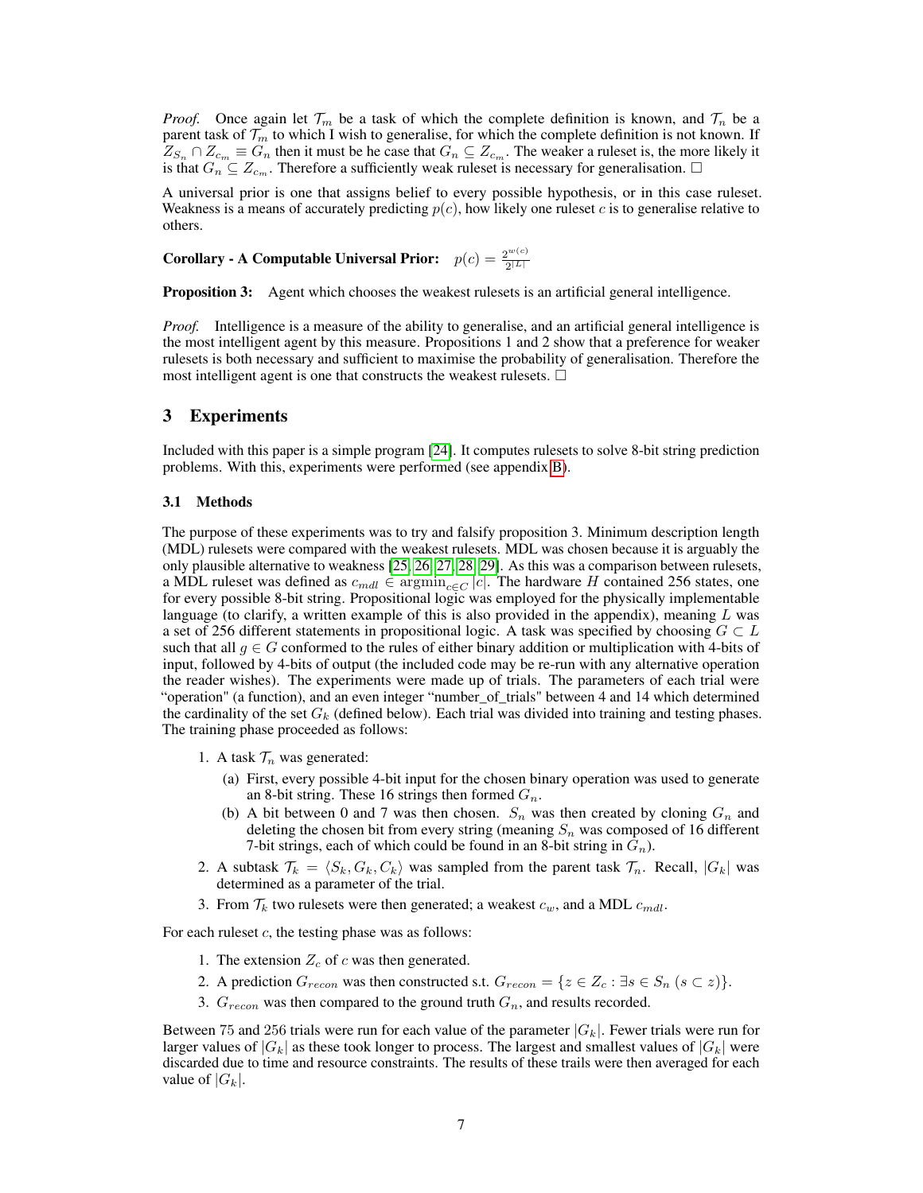*Proof.* Once again let $\mathcal{T}_m$ be a task of which the complete definition is known, and $\mathcal{T}_n$ be a parent task of $\mathcal{T}_m$ to which I wish to generalise, for which the complete definition is not known. If $Z_{S_n} \cap Z_{c_m} \equiv G_n$ then it must be he case that $G_n \subseteq Z_{c_m}$. The weaker a ruleset is, the more likely it is that $G_n \subseteq Z_{c_m}$. Therefore a sufficiently weak ruleset is necessary for generalisation. $\square$

A universal prior is one that assigns belief to every possible hypothesis, or in this case ruleset. Weakness is a means of accurately predicting $p(c)$, how likely one ruleset $c$ is to generalise relative to others.

**Corollary - A Computable Universal Prior:** $p(c) = \frac{2^{w(c)}}{2^{|L|}}$

**Proposition 3:** Agent which chooses the weakest rulesets is an artificial general intelligence.

*Proof.* Intelligence is a measure of the ability to generalise, and an artificial general intelligence is the most intelligent agent by this measure. Propositions 1 and 2 show that a preference for weaker rulesets is both necessary and sufficient to maximise the probability of generalisation. Therefore the most intelligent agent is one that constructs the weakest rulesets. $\square$

## 3 Experiments

Included with this paper is a simple program [24]. It computes rulesets to solve 8-bit string prediction problems. With this, experiments were performed (see appendix B).

### 3.1 Methods

The purpose of these experiments was to try and falsify proposition 3. Minimum description length (MDL) rulesets were compared with the weakest rulesets. MDL was chosen because it is arguably the only plausible alternative to weakness [25, 26, 27, 28, 29]. As this was a comparison between rulesets, a MDL ruleset was defined as $c_{mdl} \in \text{argmin}_{c \in C} |c|$. The hardware $H$ contained 256 states, one for every possible 8-bit string. Propositional logic was employed for the physically implementable language (to clarify, a written example of this is also provided in the appendix), meaning $L$ was a set of 256 different statements in propositional logic. A task was specified by choosing $G \subset L$ such that all $g \in G$ conformed to the rules of either binary addition or multiplication with 4-bits of input, followed by 4-bits of output (the included code may be re-run with any alternative operation the reader wishes). The experiments were made up of trials. The parameters of each trial were "operation" (a function), and an even integer "number_of_trials" between 4 and 14 which determined the cardinality of the set $G_k$ (defined below). Each trial was divided into training and testing phases. The training phase proceeded as follows:

1. A task $\mathcal{T}_n$ was generated:
   (a) First, every possible 4-bit input for the chosen binary operation was used to generate an 8-bit string. These 16 strings then formed $G_n$.
   (b) A bit between 0 and 7 was then chosen. $S_n$ was then created by cloning $G_n$ and deleting the chosen bit from every string (meaning $S_n$ was composed of 16 different 7-bit strings, each of which could be found in an 8-bit string in $G_n$).
2. A subtask $\mathcal{T}_k = \langle S_k, G_k, C_k \rangle$ was sampled from the parent task $\mathcal{T}_n$. Recall, $|G_k|$ was determined as a parameter of the trial.
3. From $\mathcal{T}_k$ two rulesets were then generated; a weakest $c_w$, and a MDL $c_{mdl}$.

For each ruleset $c$, the testing phase was as follows:

1. The extension $Z_c$ of $c$ was then generated.
2. A prediction $G_{recon}$ was then constructed s.t. $G_{recon} = \{z \in Z_c : \exists s \in S_n \ (s \subset z)\}$.
3. $G_{recon}$ was then compared to the ground truth $G_n$, and results recorded.

Between 75 and 256 trials were run for each value of the parameter $|G_k|$. Fewer trials were run for larger values of $|G_k|$ as these took longer to process. The largest and smallest values of $|G_k|$ were discarded due to time and resource constraints. The results of these trails were then averaged for each value of $|G_k|$.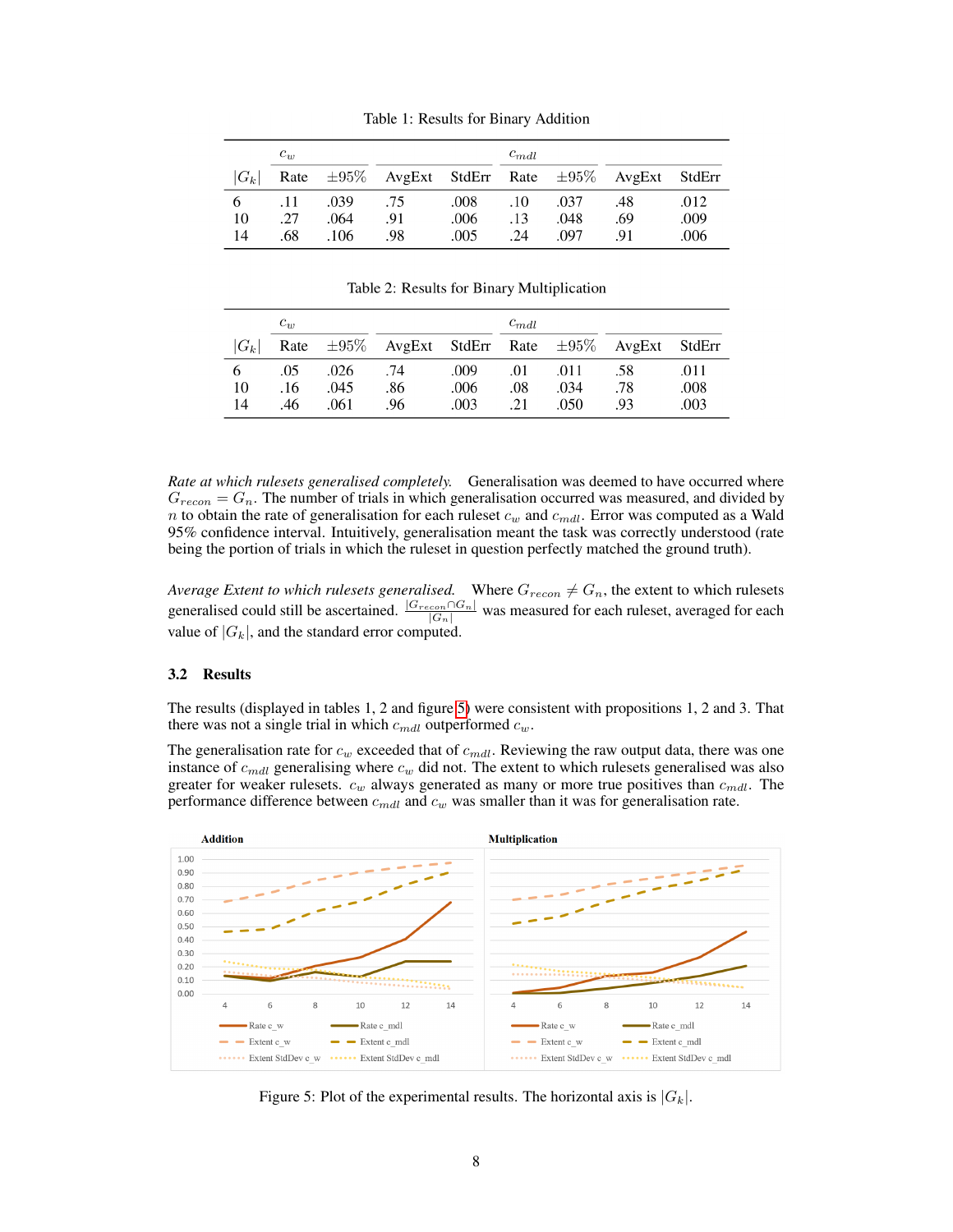Table 1: Results for Binary Addition

| | $c_w$ | | | | $c_{mdl}$ | | | |
|---|---|---|---|---|---|---|---|---|
| $\|G_k\|$ | Rate | $\pm 95\%$ | AvgExt | StdErr | Rate | $\pm 95\%$ | AvgExt | StdErr |
| 6 | .11 | .039 | .75 | .008 | .10 | .037 | .48 | .012 |
| 10 | .27 | .064 | .91 | .006 | .13 | .048 | .69 | .009 |
| 14 | .68 | .106 | .98 | .005 | .24 | .097 | .91 | .006 |

Table 2: Results for Binary Multiplication

| | $c_w$ | | | | $c_{mdl}$ | | | |
|---|---|---|---|---|---|---|---|---|
| $\|G_k\|$ | Rate | $\pm 95\%$ | AvgExt | StdErr | Rate | $\pm 95\%$ | AvgExt | StdErr |
| 6 | .05 | .026 | .74 | .009 | .01 | .011 | .58 | .011 |
| 10 | .16 | .045 | .86 | .006 | .08 | .034 | .78 | .008 |
| 14 | .46 | .061 | .96 | .003 | .21 | .050 | .93 | .003 |

*Rate at which rulesets generalised completely.* Generalisation was deemed to have occurred where $G_{recon} = G_n$. The number of trials in which generalisation occurred was measured, and divided by $n$ to obtain the rate of generalisation for each ruleset $c_w$ and $c_{mdl}$. Error was computed as a Wald 95% confidence interval. Intuitively, generalisation meant the task was correctly understood (rate being the portion of trials in which the ruleset in question perfectly matched the ground truth).

*Average Extent to which rulesets generalised.* Where $G_{recon} \neq G_n$, the extent to which rulesets generalised could still be ascertained. $\frac{|G_{recon} \cap G_n|}{|G_n|}$ was measured for each ruleset, averaged for each value of $|G_k|$, and the standard error computed.

### 3.2 Results

The results (displayed in tables 1, 2 and figure 5) were consistent with propositions 1, 2 and 3. That there was not a single trial in which $c_{mdl}$ outperformed $c_w$.

The generalisation rate for $c_w$ exceeded that of $c_{mdl}$. Reviewing the raw output data, there was one instance of $c_{mdl}$ generalising where $c_w$ did not. The extent to which rulesets generalised was also greater for weaker rulesets. $c_w$ always generated as many or more true positives than $c_{mdl}$. The performance difference between $c_{mdl}$ and $c_w$ was smaller than it was for generalisation rate.

Figure 5: Plot of the experimental results. The horizontal axis is $|G_k|$.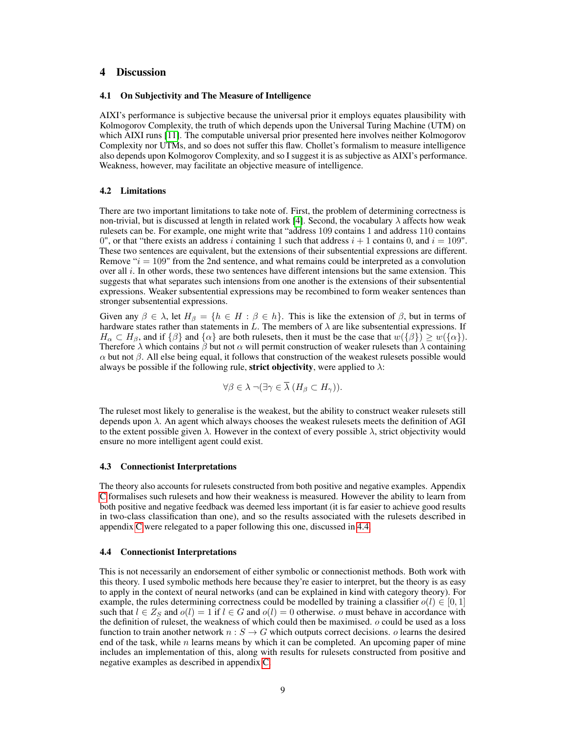## 4 Discussion

### 4.1 On Subjectivity and The Measure of Intelligence

AIXI's performance is subjective because the universal prior it employs equates plausibility with Kolmogorov Complexity, the truth of which depends upon the Universal Turing Machine (UTM) on which AIXI runs [11]. The computable universal prior presented here involves neither Kolmogorov Complexity nor UTMs, and so does not suffer this flaw. Chollet's formalism to measure intelligence also depends upon Kolmogorov Complexity, and so I suggest it is as subjective as AIXI's performance. Weakness, however, may facilitate an objective measure of intelligence.

### 4.2 Limitations

There are two important limitations to take note of. First, the problem of determining correctness is non-trivial, but is discussed at length in related work [4]. Second, the vocabulary $\lambda$ affects how weak rulesets can be. For example, one might write that "address 109 contains 1 and address 110 contains 0", or that "there exists an address $i$ containing 1 such that address $i+1$ contains 0, and $i = 109$". These two sentences are equivalent, but the extensions of their subsentential expressions are different. Remove "$i = 109$" from the 2nd sentence, and what remains could be interpreted as a convolution over all $i$. In other words, these two sentences have different intensions but the same extension. This suggests that what separates such intensions from one another is the extensions of their subsentential expressions. Weaker subsentential expressions may be recombined to form weaker sentences than stronger subsentential expressions.

Given any $\beta \in \lambda$, let $H_\beta = \{h \in H : \beta \in h\}$. This is like the extension of $\beta$, but in terms of hardware states rather than statements in $L$. The members of $\lambda$ are like subsentential expressions. If $H_\alpha \subset H_\beta$, and if $\{\beta\}$ and $\{\alpha\}$ are both rulesets, then it must be the case that $w(\{\beta\}) \geq w(\{\alpha\})$. Therefore $\lambda$ which contains $\beta$ but not $\alpha$ will permit construction of weaker rulesets than $\lambda$ containing $\alpha$ but not $\beta$. All else being equal, it follows that construction of the weakest rulesets possible would always be possible if the following rule, **strict objectivity**, were applied to $\lambda$:

$$\forall \beta \in \lambda \, \neg(\exists \gamma \in \overline{\lambda} \, (H_\beta \subset H_\gamma)).$$

The ruleset most likely to generalise is the weakest, but the ability to construct weaker rulesets still depends upon $\lambda$. An agent which always chooses the weakest rulesets meets the definition of AGI to the extent possible given $\lambda$. However in the context of every possible $\lambda$, strict objectivity would ensure no more intelligent agent could exist.

### 4.3 Connectionist Interpretations

The theory also accounts for rulesets constructed from both positive and negative examples. Appendix C formalises such rulesets and how their weakness is measured. However the ability to learn from both positive and negative feedback was deemed less important (it is far easier to achieve good results in two-class classification than one), and so the results associated with the rulesets described in appendix C were relegated to a paper following this one, discussed in 4.4.

### 4.4 Connectionist Interpretations

This is not necessarily an endorsement of either symbolic or connectionist methods. Both work with this theory. I used symbolic methods here because they're easier to interpret, but the theory is as easy to apply in the context of neural networks (and can be explained in kind with category theory). For example, the rules determining correctness could be modelled by training a classifier $o(l) \in [0, 1]$ such that $l \in Z_S$ and $o(l) = 1$ if $l \in G$ and $o(l) = 0$ otherwise. $o$ must behave in accordance with the definition of ruleset, the weakness of which could then be maximised. $o$ could be used as a loss function to train another network $n : S \rightarrow G$ which outputs correct decisions. $o$ learns the desired end of the task, while $n$ learns means by which it can be completed. An upcoming paper of mine includes an implementation of this, along with results for rulesets constructed from positive and negative examples as described in appendix C.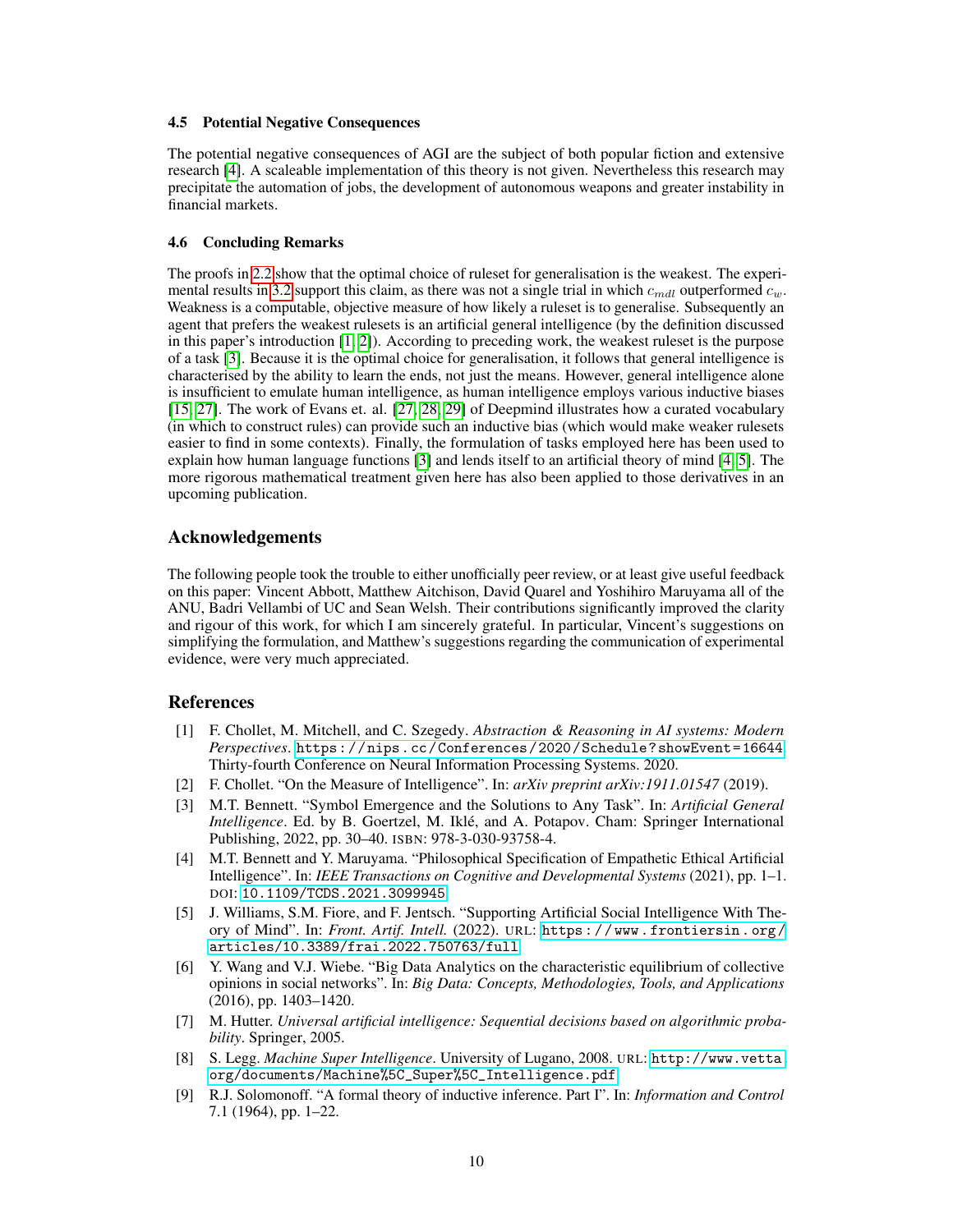### 4.5 Potential Negative Consequences

The potential negative consequences of AGI are the subject of both popular fiction and extensive research [4]. A scaleable implementation of this theory is not given. Nevertheless this research may precipitate the automation of jobs, the development of autonomous weapons and greater instability in financial markets.

### 4.6 Concluding Remarks

The proofs in 2.2 show that the optimal choice of ruleset for generalisation is the weakest. The experimental results in 3.2 support this claim, as there was not a single trial in which $c_{mdl}$ outperformed $c_w$. Weakness is a computable, objective measure of how likely a ruleset is to generalise. Subsequently an agent that prefers the weakest rulesets is an artificial general intelligence (by the definition discussed in this paper's introduction [1, 2]). According to preceding work, the weakest ruleset is the purpose of a task [3]. Because it is the optimal choice for generalisation, it follows that general intelligence is characterised by the ability to learn the ends, not just the means. However, general intelligence alone is insufficient to emulate human intelligence, as human intelligence employs various inductive biases [15, 27]. The work of Evans et. al. [27, 28, 29] of Deepmind illustrates how a curated vocabulary (in which to construct rules) can provide such an inductive bias (which would make weaker rulesets easier to find in some contexts). Finally, the formulation of tasks employed here has been used to explain how human language functions [3] and lends itself to an artificial theory of mind [4, 5]. The more rigorous mathematical treatment given here has also been applied to those derivatives in an upcoming publication.

## Acknowledgements

The following people took the trouble to either unofficially peer review, or at least give useful feedback on this paper: Vincent Abbott, Matthew Aitchison, David Quarel and Yoshihiro Maruyama all of the ANU, Badri Vellambi of UC and Sean Welsh. Their contributions significantly improved the clarity and rigour of this work, for which I am sincerely grateful. In particular, Vincent's suggestions on simplifying the formulation, and Matthew's suggestions regarding the communication of experimental evidence, were very much appreciated.

## References

[1] F. Chollet, M. Mitchell, and C. Szegedy. *Abstraction & Reasoning in AI systems: Modern Perspectives*. https://nips.cc/Conferences/2020/Schedule?showEvent=16644. Thirty-fourth Conference on Neural Information Processing Systems. 2020.

[2] F. Chollet. "On the Measure of Intelligence". In: *arXiv preprint arXiv:1911.01547* (2019).

[3] M.T. Bennett. "Symbol Emergence and the Solutions to Any Task". In: *Artificial General Intelligence*. Ed. by B. Goertzel, M. Iklé, and A. Potapov. Cham: Springer International Publishing, 2022, pp. 30–40. ISBN: 978-3-030-93758-4.

[4] M.T. Bennett and Y. Maruyama. "Philosophical Specification of Empathetic Ethical Artificial Intelligence". In: *IEEE Transactions on Cognitive and Developmental Systems* (2021), pp. 1–1. DOI: 10.1109/TCDS.2021.3099945.

[5] J. Williams, S.M. Fiore, and F. Jentsch. "Supporting Artificial Social Intelligence With Theory of Mind". In: *Front. Artif. Intell.* (2022). URL: https://www.frontiersin.org/articles/10.3389/frai.2022.750763/full.

[6] Y. Wang and V.J. Wiebe. "Big Data Analytics on the characteristic equilibrium of collective opinions in social networks". In: *Big Data: Concepts, Methodologies, Tools, and Applications* (2016), pp. 1403–1420.

[7] M. Hutter. *Universal artificial intelligence: Sequential decisions based on algorithmic probability*. Springer, 2005.

[8] S. Legg. *Machine Super Intelligence*. University of Lugano, 2008. URL: http://www.vetta.org/documents/Machine%5C_Super%5C_Intelligence.pdf.

[9] R.J. Solomonoff. "A formal theory of inductive inference. Part I". In: *Information and Control* 7.1 (1964), pp. 1–22.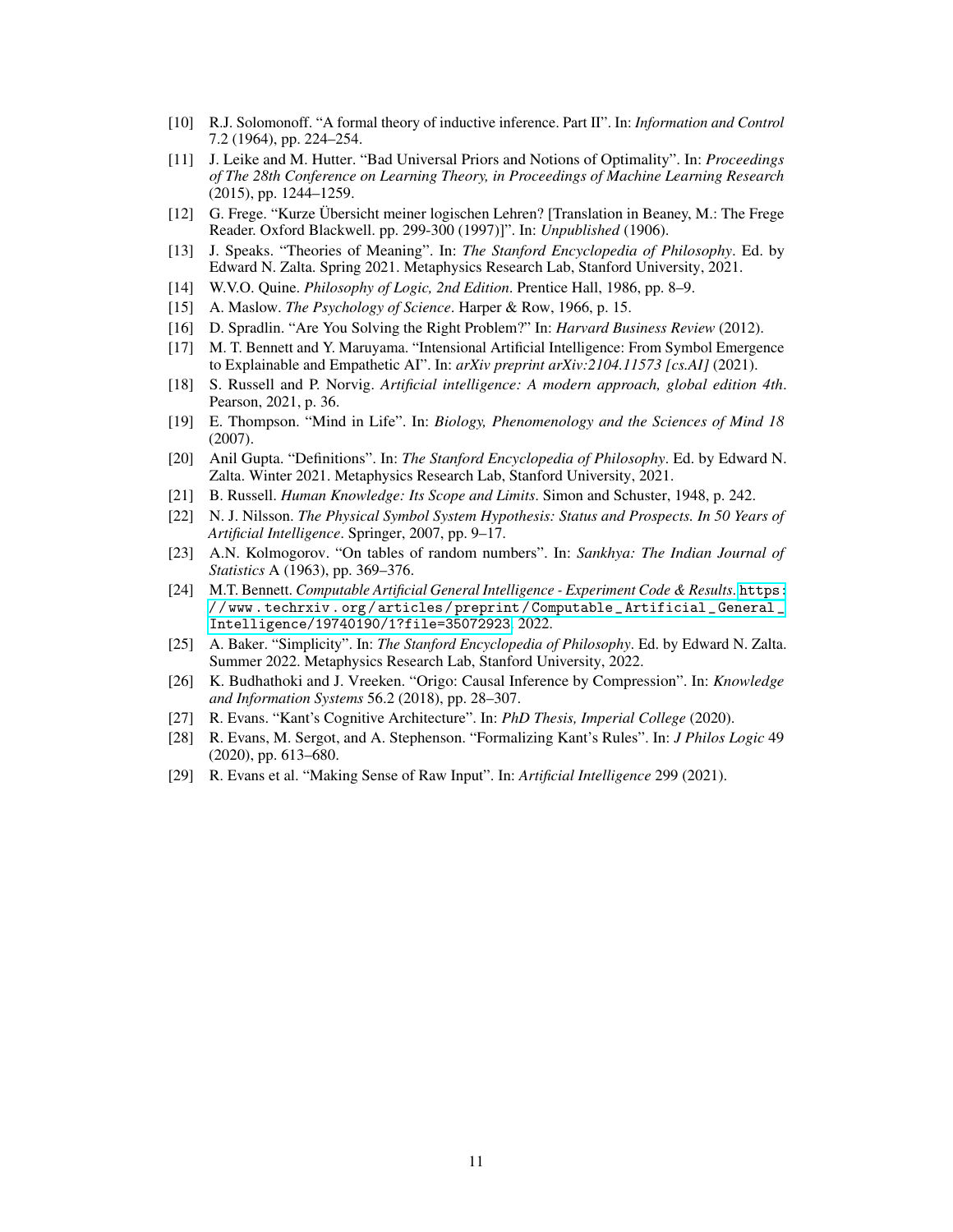[10] R.J. Solomonoff. "A formal theory of inductive inference. Part II". In: *Information and Control* 7.2 (1964), pp. 224–254.

[11] J. Leike and M. Hutter. "Bad Universal Priors and Notions of Optimality". In: *Proceedings of The 28th Conference on Learning Theory, in Proceedings of Machine Learning Research* (2015), pp. 1244–1259.

[12] G. Frege. "Kurze Übersicht meiner logischen Lehren? [Translation in Beaney, M.: The Frege Reader. Oxford Blackwell. pp. 299-300 (1997)]". In: *Unpublished* (1906).

[13] J. Speaks. "Theories of Meaning". In: *The Stanford Encyclopedia of Philosophy*. Ed. by Edward N. Zalta. Spring 2021. Metaphysics Research Lab, Stanford University, 2021.

[14] W.V.O. Quine. *Philosophy of Logic, 2nd Edition*. Prentice Hall, 1986, pp. 8–9.

[15] A. Maslow. *The Psychology of Science*. Harper & Row, 1966, p. 15.

[16] D. Spradlin. "Are You Solving the Right Problem?" In: *Harvard Business Review* (2012).

[17] M. T. Bennett and Y. Maruyama. "Intensional Artificial Intelligence: From Symbol Emergence to Explainable and Empathetic AI". In: *arXiv preprint arXiv:2104.11573 [cs.AI]* (2021).

[18] S. Russell and P. Norvig. *Artificial intelligence: A modern approach, global edition 4th*. Pearson, 2021, p. 36.

[19] E. Thompson. "Mind in Life". In: *Biology, Phenomenology and the Sciences of Mind 18* (2007).

[20] Anil Gupta. "Definitions". In: *The Stanford Encyclopedia of Philosophy*. Ed. by Edward N. Zalta. Winter 2021. Metaphysics Research Lab, Stanford University, 2021.

[21] B. Russell. *Human Knowledge: Its Scope and Limits*. Simon and Schuster, 1948, p. 242.

[22] N. J. Nilsson. *The Physical Symbol System Hypothesis: Status and Prospects. In 50 Years of Artificial Intelligence*. Springer, 2007, pp. 9–17.

[23] A.N. Kolmogorov. "On tables of random numbers". In: *Sankhya: The Indian Journal of Statistics* A (1963), pp. 369–376.

[24] M.T. Bennett. *Computable Artificial General Intelligence - Experiment Code & Results*. `https://www.techrxiv.org/articles/preprint/Computable_Artificial_General_Intelligence/19740190/1?file=35072923`. 2022.

[25] A. Baker. "Simplicity". In: *The Stanford Encyclopedia of Philosophy*. Ed. by Edward N. Zalta. Summer 2022. Metaphysics Research Lab, Stanford University, 2022.

[26] K. Budhathoki and J. Vreeken. "Origo: Causal Inference by Compression". In: *Knowledge and Information Systems* 56.2 (2018), pp. 28–307.

[27] R. Evans. "Kant's Cognitive Architecture". In: *PhD Thesis, Imperial College* (2020).

[28] R. Evans, M. Sergot, and A. Stephenson. "Formalizing Kant's Rules". In: *J Philos Logic* 49 (2020), pp. 613–680.

[29] R. Evans et al. "Making Sense of Raw Input". In: *Artificial Intelligence* 299 (2021).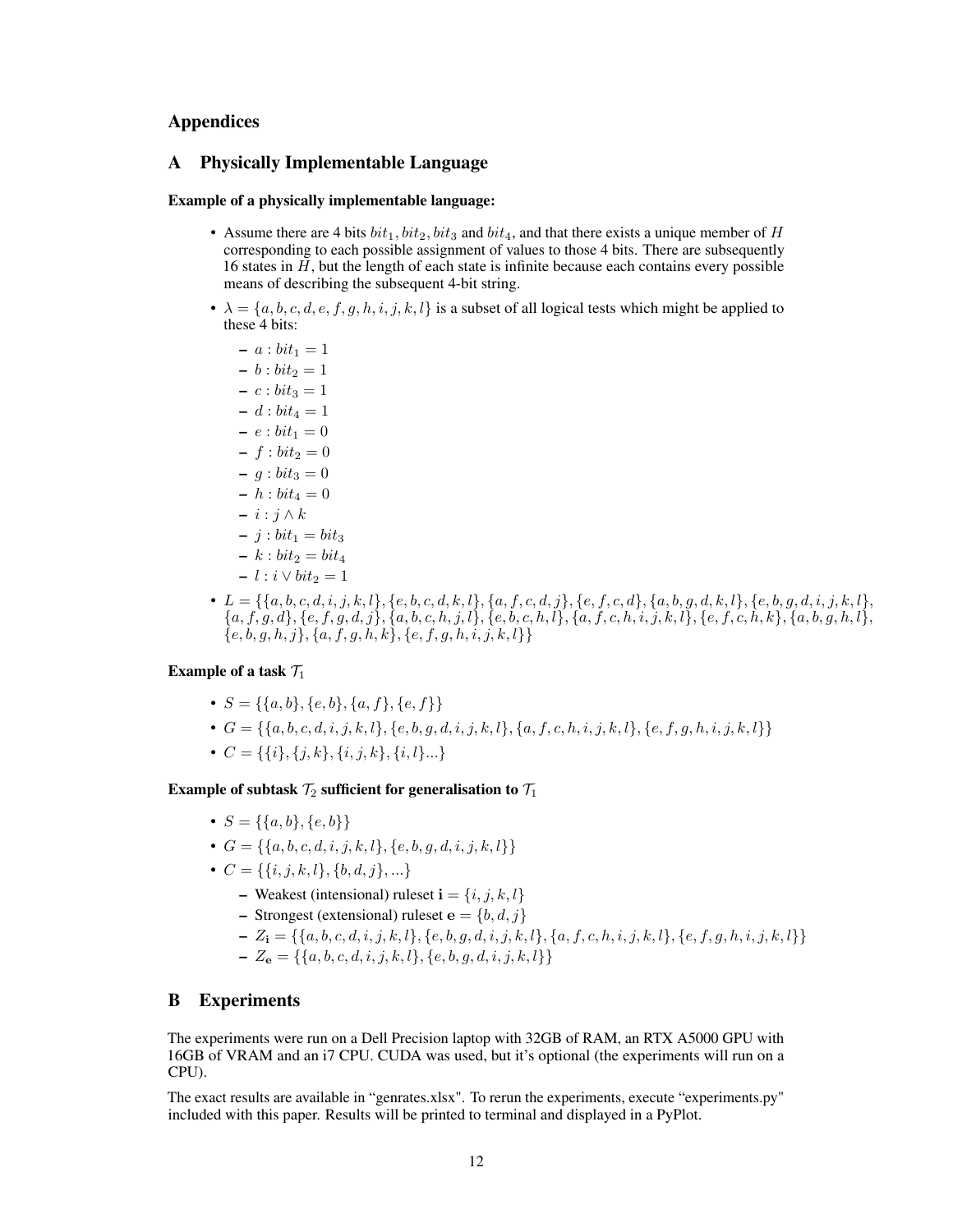# Appendices

## A Physically Implementable Language

**Example of a physically implementable language:**

- Assume there are 4 bits $bit_1, bit_2, bit_3$ and $bit_4$, and that there exists a unique member of $H$ corresponding to each possible assignment of values to those 4 bits. There are subsequently 16 states in $H$, but the length of each state is infinite because each contains every possible means of describing the subsequent 4-bit string.
- $\lambda = \{a, b, c, d, e, f, g, h, i, j, k, l\}$ is a subset of all logical tests which might be applied to these 4 bits:
  - $a : bit_1 = 1$
  - $b : bit_2 = 1$
  - $c : bit_3 = 1$
  - $d : bit_4 = 1$
  - $e : bit_1 = 0$
  - $f : bit_2 = 0$
  - $g : bit_3 = 0$
  - $h : bit_4 = 0$
  - $i : j \wedge k$
  - $j : bit_1 = bit_3$
  - $k : bit_2 = bit_4$
  - $l : i \vee bit_2 = 1$
- $L = \{\{a, b, c, d, i, j, k, l\}, \{e, b, c, d, k, l\}, \{a, f, c, d, j\}, \{e, f, c, d\}, \{a, b, g, d, k, l\}, \{e, b, g, d, i, j, k, l\}, \{a, f, g, d\}, \{e, f, g, d, j\}, \{a, b, c, h, j, l\}, \{e, b, c, h, l\}, \{a, f, c, h, i, j, k, l\}, \{e, f, c, h, k\}, \{a, b, g, h, l\}, \{e, b, g, h, j\}, \{a, f, g, h, k\}, \{e, f, g, h, i, j, k, l\}\}$

**Example of a task $\mathcal{T}_1$**

- $S = \{\{a, b\}, \{e, b\}, \{a, f\}, \{e, f\}\}$
- $G = \{\{a, b, c, d, i, j, k, l\}, \{e, b, g, d, i, j, k, l\}, \{a, f, c, h, i, j, k, l\}, \{e, f, g, h, i, j, k, l\}\}$
- $C = \{\{i\}, \{j, k\}, \{i, j, k\}, \{i, l\}...\}$

**Example of subtask $\mathcal{T}_2$ sufficient for generalisation to $\mathcal{T}_1$**

- $S = \{\{a, b\}, \{e, b\}\}$
- $G = \{\{a, b, c, d, i, j, k, l\}, \{e, b, g, d, i, j, k, l\}\}$
- $C = \{\{i, j, k, l\}, \{b, d, j\}, ...\}$
  - Weakest (intensional) ruleset $\mathbf{i} = \{i, j, k, l\}$
  - Strongest (extensional) ruleset $\mathbf{e} = \{b, d, j\}$
  - $Z_{\mathbf{i}} = \{\{a, b, c, d, i, j, k, l\}, \{e, b, g, d, i, j, k, l\}, \{a, f, c, h, i, j, k, l\}, \{e, f, g, h, i, j, k, l\}\}$
  - $Z_{\mathbf{e}} = \{\{a, b, c, d, i, j, k, l\}, \{e, b, g, d, i, j, k, l\}\}$

## B Experiments

The experiments were run on a Dell Precision laptop with 32GB of RAM, an RTX A5000 GPU with 16GB of VRAM and an i7 CPU. CUDA was used, but it's optional (the experiments will run on a CPU).

The exact results are available in "genrates.xlsx". To rerun the experiments, execute "experiments.py" included with this paper. Results will be printed to terminal and displayed in a PyPlot.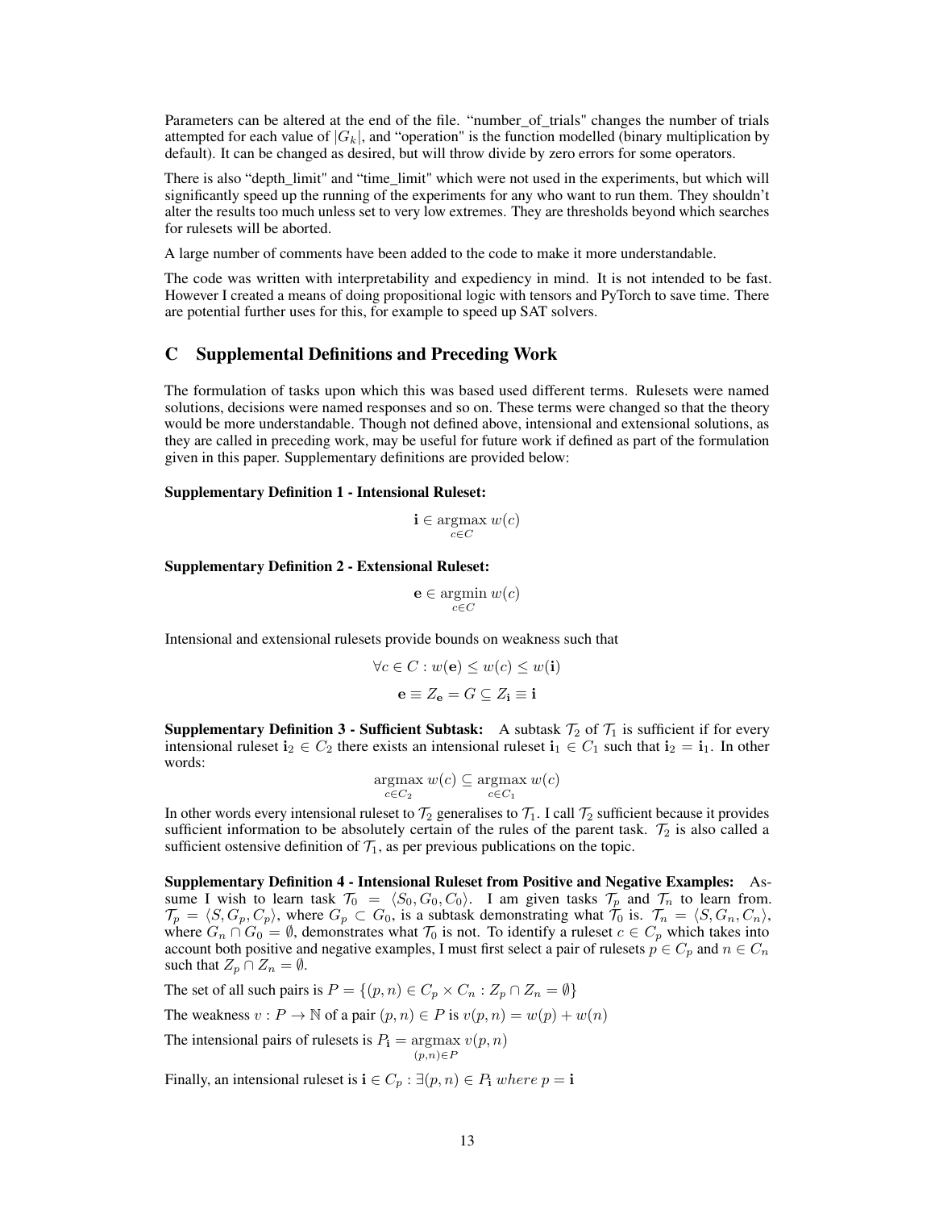Parameters can be altered at the end of the file. "number_of_trials" changes the number of trials attempted for each value of $|G_k|$, and "operation" is the function modelled (binary multiplication by default). It can be changed as desired, but will throw divide by zero errors for some operators.

There is also "depth_limit" and "time_limit" which were not used in the experiments, but which will significantly speed up the running of the experiments for any who want to run them. They shouldn't alter the results too much unless set to very low extremes. They are thresholds beyond which searches for rulesets will be aborted.

A large number of comments have been added to the code to make it more understandable.

The code was written with interpretability and expediency in mind. It is not intended to be fast. However I created a means of doing propositional logic with tensors and PyTorch to save time. There are potential further uses for this, for example to speed up SAT solvers.

## C Supplemental Definitions and Preceding Work

The formulation of tasks upon which this was based used different terms. Rulesets were named solutions, decisions were named responses and so on. These terms were changed so that the theory would be more understandable. Though not defined above, intensional and extensional solutions, as they are called in preceding work, may be useful for future work if defined as part of the formulation given in this paper. Supplementary definitions are provided below:

**Supplementary Definition 1 - Intensional Ruleset:**

$$\mathbf{i} \in \underset{c \in C}{\operatorname{argmax}}\, w(c)$$

**Supplementary Definition 2 - Extensional Ruleset:**

$$\mathbf{e} \in \underset{c \in C}{\operatorname{argmin}}\, w(c)$$

Intensional and extensional rulesets provide bounds on weakness such that

$$\forall c \in C : w(\mathbf{e}) \leq w(c) \leq w(\mathbf{i})$$

$$\mathbf{e} \equiv Z_{\mathbf{e}} = G \subseteq Z_{\mathbf{i}} \equiv \mathbf{i}$$

**Supplementary Definition 3 - Sufficient Subtask:** A subtask $\mathcal{T}_2$ of $\mathcal{T}_1$ is sufficient if for every intensional ruleset $\mathbf{i}_2 \in C_2$ there exists an intensional ruleset $\mathbf{i}_1 \in C_1$ such that $\mathbf{i}_2 = \mathbf{i}_1$. In other words:

$$\underset{c \in C_2}{\operatorname{argmax}}\, w(c) \subseteq \underset{c \in C_1}{\operatorname{argmax}}\, w(c)$$

In other words every intensional ruleset to $\mathcal{T}_2$ generalises to $\mathcal{T}_1$. I call $\mathcal{T}_2$ sufficient because it provides sufficient information to be absolutely certain of the rules of the parent task. $\mathcal{T}_2$ is also called a sufficient ostensive definition of $\mathcal{T}_1$, as per previous publications on the topic.

**Supplementary Definition 4 - Intensional Ruleset from Positive and Negative Examples:** Assume I wish to learn task $\mathcal{T}_0 = \langle S_0, G_0, C_0 \rangle$. I am given tasks $\mathcal{T}_p$ and $\mathcal{T}_n$ to learn from. $\mathcal{T}_p = \langle S, G_p, C_p \rangle$, where $G_p \subset G_0$, is a subtask demonstrating what $\mathcal{T}_0$ is. $\mathcal{T}_n = \langle S, G_n, C_n \rangle$, where $G_n \cap G_0 = \emptyset$, demonstrates what $\mathcal{T}_0$ is not. To identify a ruleset $c \in C_p$ which takes into account both positive and negative examples, I must first select a pair of rulesets $p \in C_p$ and $n \in C_n$ such that $Z_p \cap Z_n = \emptyset$.

The set of all such pairs is $P = \{(p, n) \in C_p \times C_n : Z_p \cap Z_n = \emptyset\}$

The weakness $v : P \to \mathbb{N}$ of a pair $(p, n) \in P$ is $v(p, n) = w(p) + w(n)$

The intensional pairs of rulesets is $P_{\mathbf{i}} = \underset{(p,n) \in P}{\operatorname{argmax}}\, v(p, n)$

Finally, an intensional ruleset is $\mathbf{i} \in C_p : \exists (p, n) \in P_{\mathbf{i}} \; where \; p = \mathbf{i}$